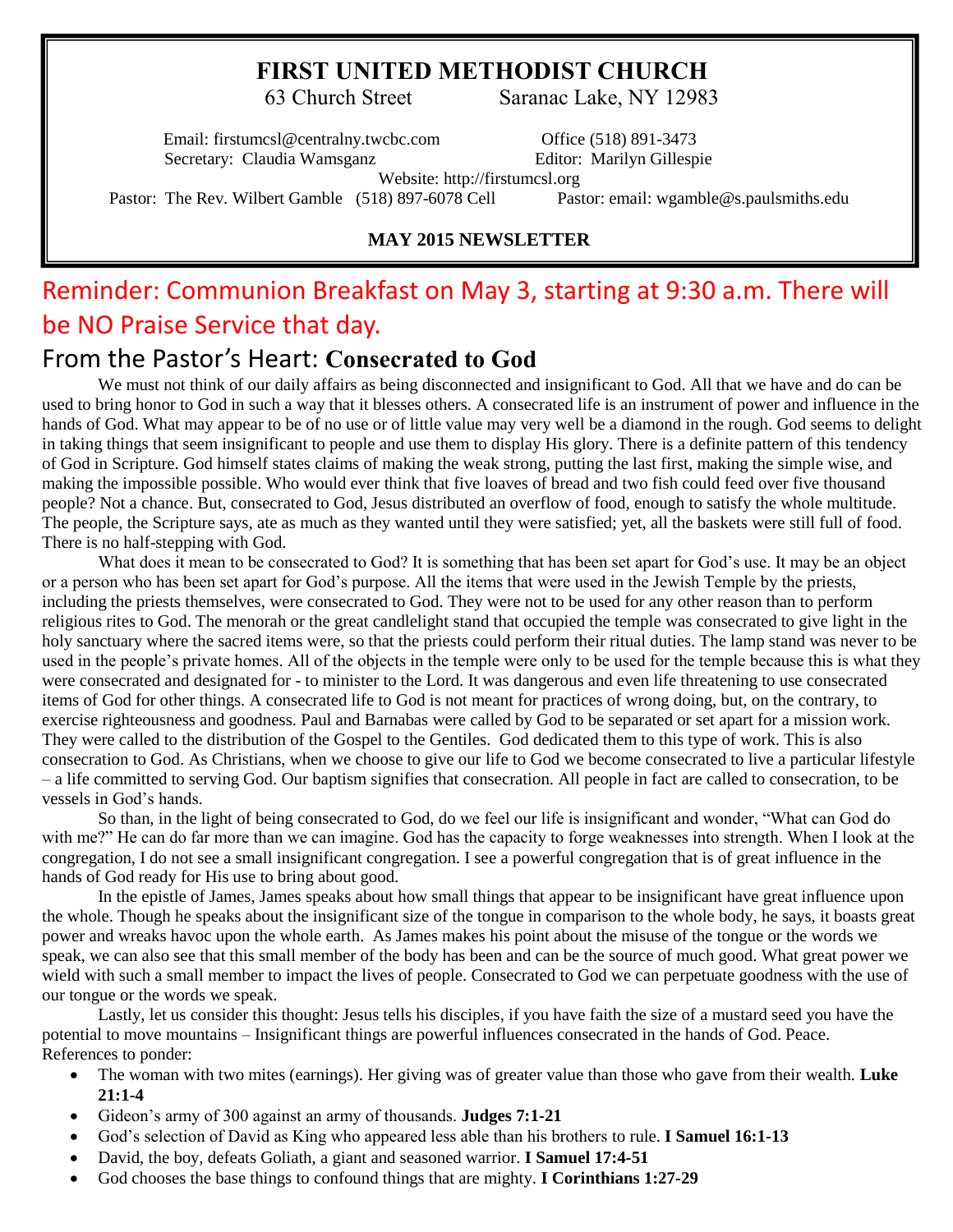# FIRST UNITED METHODIST CHURCH

63 Church Street Saranac Lake, NY 12983

Email: firstumcsl@centralny.twcbc.com Office (518) 891-3473
Secretary: Claudia Wamsganz Editor: Marilyn Gillespie
Website: http://firstumcsl.org
Pastor: The Rev. Wilbert Gamble (518) 897-6078 Cell Pastor: email: wgamble@s.paulsmiths.edu

**MAY 2015 NEWSLETTER**

Reminder: Communion Breakfast on May 3, starting at 9:30 a.m. There will be NO Praise Service that day.

## From the Pastor's Heart: **Consecrated to God**

We must not think of our daily affairs as being disconnected and insignificant to God. All that we have and do can be used to bring honor to God in such a way that it blesses others. A consecrated life is an instrument of power and influence in the hands of God. What may appear to be of no use or of little value may very well be a diamond in the rough. God seems to delight in taking things that seem insignificant to people and use them to display His glory. There is a definite pattern of this tendency of God in Scripture. God himself states claims of making the weak strong, putting the last first, making the simple wise, and making the impossible possible. Who would ever think that five loaves of bread and two fish could feed over five thousand people? Not a chance. But, consecrated to God, Jesus distributed an overflow of food, enough to satisfy the whole multitude. The people, the Scripture says, ate as much as they wanted until they were satisfied; yet, all the baskets were still full of food. There is no half-stepping with God.

What does it mean to be consecrated to God? It is something that has been set apart for God's use. It may be an object or a person who has been set apart for God's purpose. All the items that were used in the Jewish Temple by the priests, including the priests themselves, were consecrated to God. They were not to be used for any other reason than to perform religious rites to God. The menorah or the great candlelight stand that occupied the temple was consecrated to give light in the holy sanctuary where the sacred items were, so that the priests could perform their ritual duties. The lamp stand was never to be used in the people's private homes. All of the objects in the temple were only to be used for the temple because this is what they were consecrated and designated for - to minister to the Lord. It was dangerous and even life threatening to use consecrated items of God for other things. A consecrated life to God is not meant for practices of wrong doing, but, on the contrary, to exercise righteousness and goodness. Paul and Barnabas were called by God to be separated or set apart for a mission work. They were called to the distribution of the Gospel to the Gentiles. God dedicated them to this type of work. This is also consecration to God. As Christians, when we choose to give our life to God we become consecrated to live a particular lifestyle – a life committed to serving God. Our baptism signifies that consecration. All people in fact are called to consecration, to be vessels in God's hands.

So than, in the light of being consecrated to God, do we feel our life is insignificant and wonder, "What can God do with me?" He can do far more than we can imagine. God has the capacity to forge weaknesses into strength. When I look at the congregation, I do not see a small insignificant congregation. I see a powerful congregation that is of great influence in the hands of God ready for His use to bring about good.

In the epistle of James, James speaks about how small things that appear to be insignificant have great influence upon the whole. Though he speaks about the insignificant size of the tongue in comparison to the whole body, he says, it boasts great power and wreaks havoc upon the whole earth. As James makes his point about the misuse of the tongue or the words we speak, we can also see that this small member of the body has been and can be the source of much good. What great power we wield with such a small member to impact the lives of people. Consecrated to God we can perpetuate goodness with the use of our tongue or the words we speak.

Lastly, let us consider this thought: Jesus tells his disciples, if you have faith the size of a mustard seed you have the potential to move mountains – Insignificant things are powerful influences consecrated in the hands of God. Peace.

References to ponder:

- The woman with two mites (earnings). Her giving was of greater value than those who gave from their wealth. **Luke 21:1-4**
- Gideon's army of 300 against an army of thousands. **Judges 7:1-21**
- God's selection of David as King who appeared less able than his brothers to rule. **I Samuel 16:1-13**
- David, the boy, defeats Goliath, a giant and seasoned warrior. **I Samuel 17:4-51**
- God chooses the base things to confound things that are mighty. **I Corinthians 1:27-29**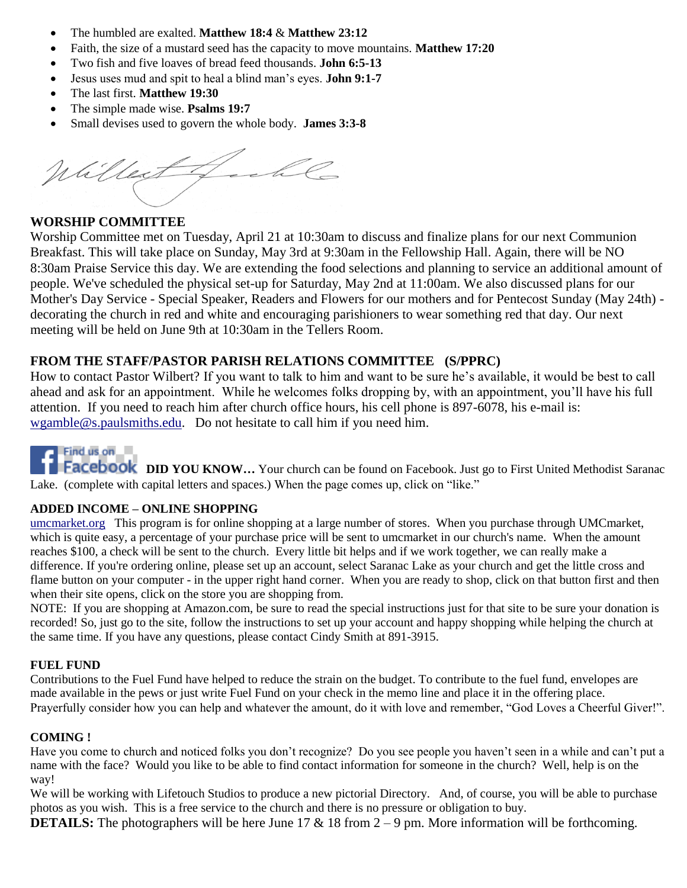- The humbled are exalted. **Matthew 18:4** & **Matthew 23:12**
- Faith, the size of a mustard seed has the capacity to move mountains. **Matthew 17:20**
- Two fish and five loaves of bread feed thousands. **John 6:5-13**
- Jesus uses mud and spit to heal a blind man's eyes. **John 9:1-7**
- The last first. **Matthew 19:30**
- The simple made wise. **Psalms 19:7**
- Small devises used to govern the whole body. **James 3:3-8**

Wilbert Gamble

**WORSHIP COMMITTEE**

Worship Committee met on Tuesday, April 21 at 10:30am to discuss and finalize plans for our next Communion Breakfast. This will take place on Sunday, May 3rd at 9:30am in the Fellowship Hall. Again, there will be NO 8:30am Praise Service this day. We are extending the food selections and planning to service an additional amount of people. We've scheduled the physical set-up for Saturday, May 2nd at 11:00am. We also discussed plans for our Mother's Day Service - Special Speaker, Readers and Flowers for our mothers and for Pentecost Sunday (May 24th) - decorating the church in red and white and encouraging parishioners to wear something red that day. Our next meeting will be held on June 9th at 10:30am in the Tellers Room.

**FROM THE STAFF/PASTOR PARISH RELATIONS COMMITTEE (S/PPRC)**

How to contact Pastor Wilbert? If you want to talk to him and want to be sure he's available, it would be best to call ahead and ask for an appointment. While he welcomes folks dropping by, with an appointment, you'll have his full attention. If you need to reach him after church office hours, his cell phone is 897-6078, his e-mail is: wgamble@s.paulsmiths.edu. Do not hesitate to call him if you need him.

Find us on Facebook **DID YOU KNOW…** Your church can be found on Facebook. Just go to First United Methodist Saranac Lake. (complete with capital letters and spaces.) When the page comes up, click on "like."

**ADDED INCOME – ONLINE SHOPPING**

umcmarket.org This program is for online shopping at a large number of stores. When you purchase through UMCmarket, which is quite easy, a percentage of your purchase price will be sent to umcmarket in our church's name. When the amount reaches $100, a check will be sent to the church. Every little bit helps and if we work together, we can really make a difference. If you're ordering online, please set up an account, select Saranac Lake as your church and get the little cross and flame button on your computer - in the upper right hand corner. When you are ready to shop, click on that button first and then when their site opens, click on the store you are shopping from.

NOTE: If you are shopping at Amazon.com, be sure to read the special instructions just for that site to be sure your donation is recorded! So, just go to the site, follow the instructions to set up your account and happy shopping while helping the church at the same time. If you have any questions, please contact Cindy Smith at 891-3915.

**FUEL FUND**

Contributions to the Fuel Fund have helped to reduce the strain on the budget. To contribute to the fuel fund, envelopes are made available in the pews or just write Fuel Fund on your check in the memo line and place it in the offering place. Prayerfully consider how you can help and whatever the amount, do it with love and remember, "God Loves a Cheerful Giver!".

**COMING !**

Have you come to church and noticed folks you don't recognize? Do you see people you haven't seen in a while and can't put a name with the face? Would you like to be able to find contact information for someone in the church? Well, help is on the way!

We will be working with Lifetouch Studios to produce a new pictorial Directory. And, of course, you will be able to purchase photos as you wish. This is a free service to the church and there is no pressure or obligation to buy.

**DETAILS:** The photographers will be here June 17 & 18 from 2 – 9 pm. More information will be forthcoming.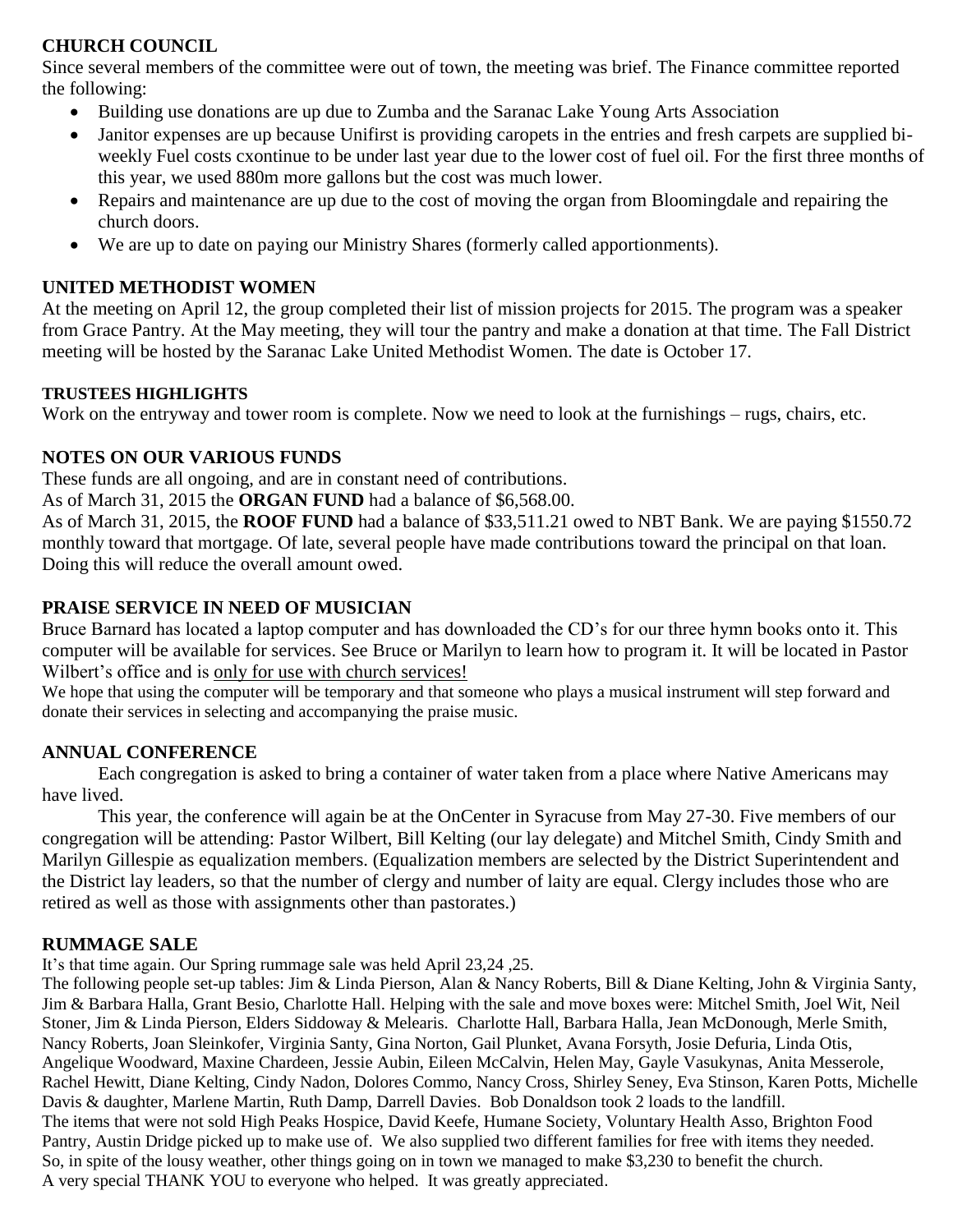## CHURCH COUNCIL

Since several members of the committee were out of town, the meeting was brief. The Finance committee reported the following:

- Building use donations are up due to Zumba and the Saranac Lake Young Arts Association
- Janitor expenses are up because Unifirst is providing caropets in the entries and fresh carpets are supplied bi-weekly Fuel costs cxontinue to be under last year due to the lower cost of fuel oil. For the first three months of this year, we used 880m more gallons but the cost was much lower.
- Repairs and maintenance are up due to the cost of moving the organ from Bloomingdale and repairing the church doors.
- We are up to date on paying our Ministry Shares (formerly called apportionments).

## UNITED METHODIST WOMEN

At the meeting on April 12, the group completed their list of mission projects for 2015. The program was a speaker from Grace Pantry. At the May meeting, they will tour the pantry and make a donation at that time. The Fall District meeting will be hosted by the Saranac Lake United Methodist Women. The date is October 17.

## TRUSTEES HIGHLIGHTS

Work on the entryway and tower room is complete. Now we need to look at the furnishings – rugs, chairs, etc.

## NOTES ON OUR VARIOUS FUNDS

These funds are all ongoing, and are in constant need of contributions.

As of March 31, 2015 the **ORGAN FUND** had a balance of $6,568.00.

As of March 31, 2015, the **ROOF FUND** had a balance of $33,511.21 owed to NBT Bank. We are paying $1550.72 monthly toward that mortgage. Of late, several people have made contributions toward the principal on that loan. Doing this will reduce the overall amount owed.

## PRAISE SERVICE IN NEED OF MUSICIAN

Bruce Barnard has located a laptop computer and has downloaded the CD's for our three hymn books onto it. This computer will be available for services. See Bruce or Marilyn to learn how to program it. It will be located in Pastor Wilbert's office and is only for use with church services!

We hope that using the computer will be temporary and that someone who plays a musical instrument will step forward and donate their services in selecting and accompanying the praise music.

## ANNUAL CONFERENCE

Each congregation is asked to bring a container of water taken from a place where Native Americans may have lived.

This year, the conference will again be at the OnCenter in Syracuse from May 27-30. Five members of our congregation will be attending: Pastor Wilbert, Bill Kelting (our lay delegate) and Mitchel Smith, Cindy Smith and Marilyn Gillespie as equalization members. (Equalization members are selected by the District Superintendent and the District lay leaders, so that the number of clergy and number of laity are equal. Clergy includes those who are retired as well as those with assignments other than pastorates.)

## RUMMAGE SALE

It's that time again. Our Spring rummage sale was held April 23,24 ,25.

The following people set-up tables: Jim & Linda Pierson, Alan & Nancy Roberts, Bill & Diane Kelting, John & Virginia Santy, Jim & Barbara Halla, Grant Besio, Charlotte Hall. Helping with the sale and move boxes were: Mitchel Smith, Joel Wit, Neil Stoner, Jim & Linda Pierson, Elders Siddoway & Melearis. Charlotte Hall, Barbara Halla, Jean McDonough, Merle Smith, Nancy Roberts, Joan Sleinkofer, Virginia Santy, Gina Norton, Gail Plunket, Avana Forsyth, Josie Defuria, Linda Otis, Angelique Woodward, Maxine Chardeen, Jessie Aubin, Eileen McCalvin, Helen May, Gayle Vasukynas, Anita Messerole, Rachel Hewitt, Diane Kelting, Cindy Nadon, Dolores Commo, Nancy Cross, Shirley Seney, Eva Stinson, Karen Potts, Michelle Davis & daughter, Marlene Martin, Ruth Damp, Darrell Davies. Bob Donaldson took 2 loads to the landfill.

The items that were not sold High Peaks Hospice, David Keefe, Humane Society, Voluntary Health Asso, Brighton Food Pantry, Austin Dridge picked up to make use of. We also supplied two different families for free with items they needed.

So, in spite of the lousy weather, other things going on in town we managed to make $3,230 to benefit the church.

A very special THANK YOU to everyone who helped. It was greatly appreciated.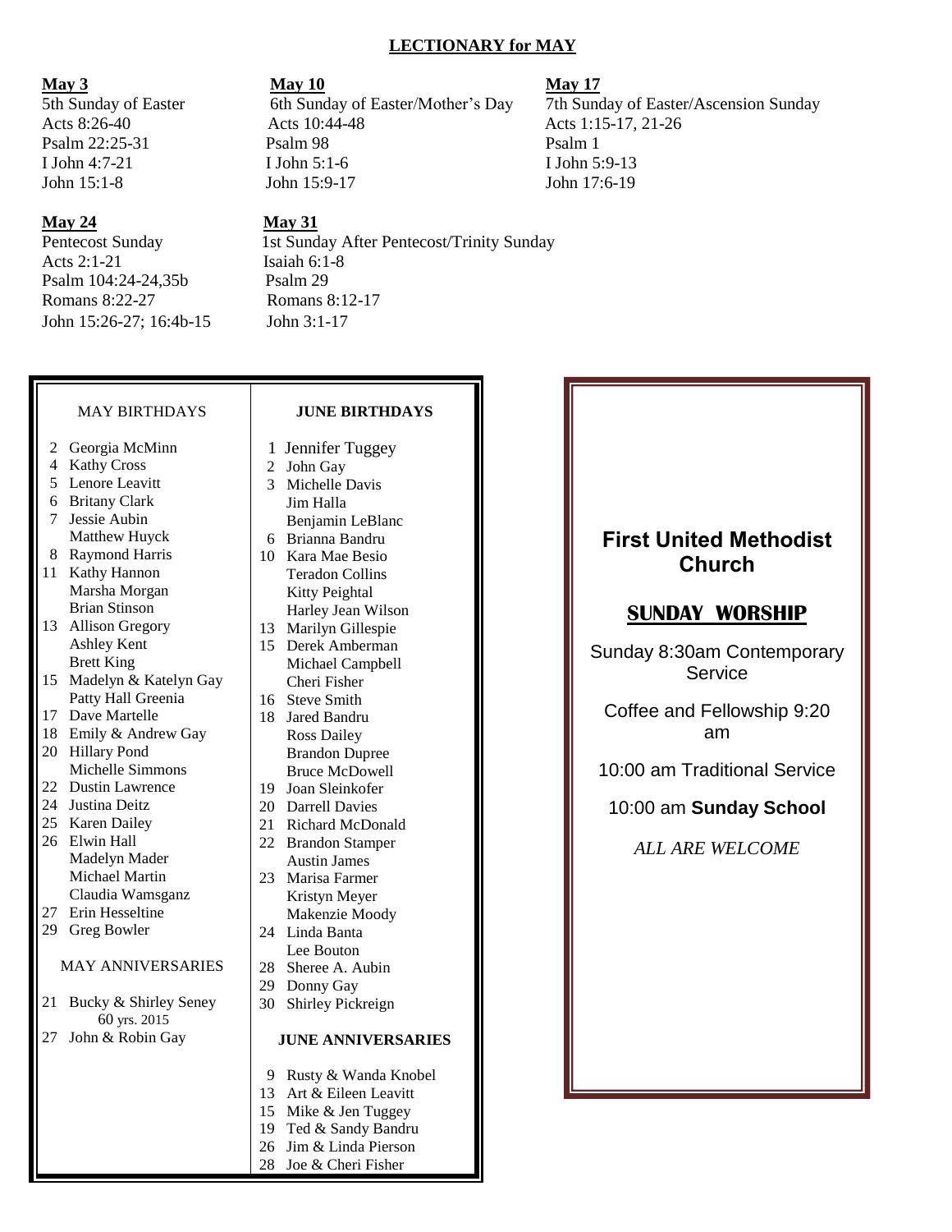## LECTIONARY for MAY

**May 3**
5th Sunday of Easter
Acts 8:26-40
Psalm 22:25-31
I John 4:7-21
John 15:1-8

**May 10**
6th Sunday of Easter/Mother's Day
Acts 10:44-48
Psalm 98
I John 5:1-6
John 15:9-17

**May 17**
7th Sunday of Easter/Ascension Sunday
Acts 1:15-17, 21-26
Psalm 1
I John 5:9-13
John 17:6-19

**May 24**
Pentecost Sunday
Acts 2:1-21
Psalm 104:24-24,35b
Romans 8:22-27
John 15:26-27; 16:4b-15

**May 31**
1st Sunday After Pentecost/Trinity Sunday
Isaiah 6:1-8
Psalm 29
Romans 8:12-17
John 3:1-17

### MAY BIRTHDAYS

2 Georgia McMinn
4 Kathy Cross
5 Lenore Leavitt
6 Britany Clark
7 Jessie Aubin
Matthew Huyck
8 Raymond Harris
11 Kathy Hannon
Marsha Morgan
Brian Stinson
13 Allison Gregory
Ashley Kent
Brett King
15 Madelyn & Katelyn Gay
Patty Hall Greenia
17 Dave Martelle
18 Emily & Andrew Gay
20 Hillary Pond
Michelle Simmons
22 Dustin Lawrence
24 Justina Deitz
25 Karen Dailey
26 Elwin Hall
Madelyn Mader
Michael Martin
Claudia Wamsganz
27 Erin Hesseltine
29 Greg Bowler

### MAY ANNIVERSARIES

21 Bucky & Shirley Seney
60 yrs. 2015
27 John & Robin Gay

### JUNE BIRTHDAYS

1 Jennifer Tuggey
2 John Gay
3 Michelle Davis
Jim Halla
Benjamin LeBlanc
6 Brianna Bandru
10 Kara Mae Besio
Teradon Collins
Kitty Peightal
Harley Jean Wilson
13 Marilyn Gillespie
15 Derek Amberman
Michael Campbell
Cheri Fisher
16 Steve Smith
18 Jared Bandru
Ross Dailey
Brandon Dupree
Bruce McDowell
19 Joan Sleinkofer
20 Darrell Davies
21 Richard McDonald
22 Brandon Stamper
Austin James
23 Marisa Farmer
Kristyn Meyer
Makenzie Moody
24 Linda Banta
Lee Bouton
28 Sheree A. Aubin
29 Donny Gay
30 Shirley Pickreign

### JUNE ANNIVERSARIES

9 Rusty & Wanda Knobel
13 Art & Eileen Leavitt
15 Mike & Jen Tuggey
19 Ted & Sandy Bandru
26 Jim & Linda Pierson
28 Joe & Cheri Fisher

## First United Methodist Church

### SUNDAY WORSHIP

Sunday 8:30am Contemporary Service

Coffee and Fellowship 9:20 am

10:00 am Traditional Service

10:00 am **Sunday School**

*ALL ARE WELCOME*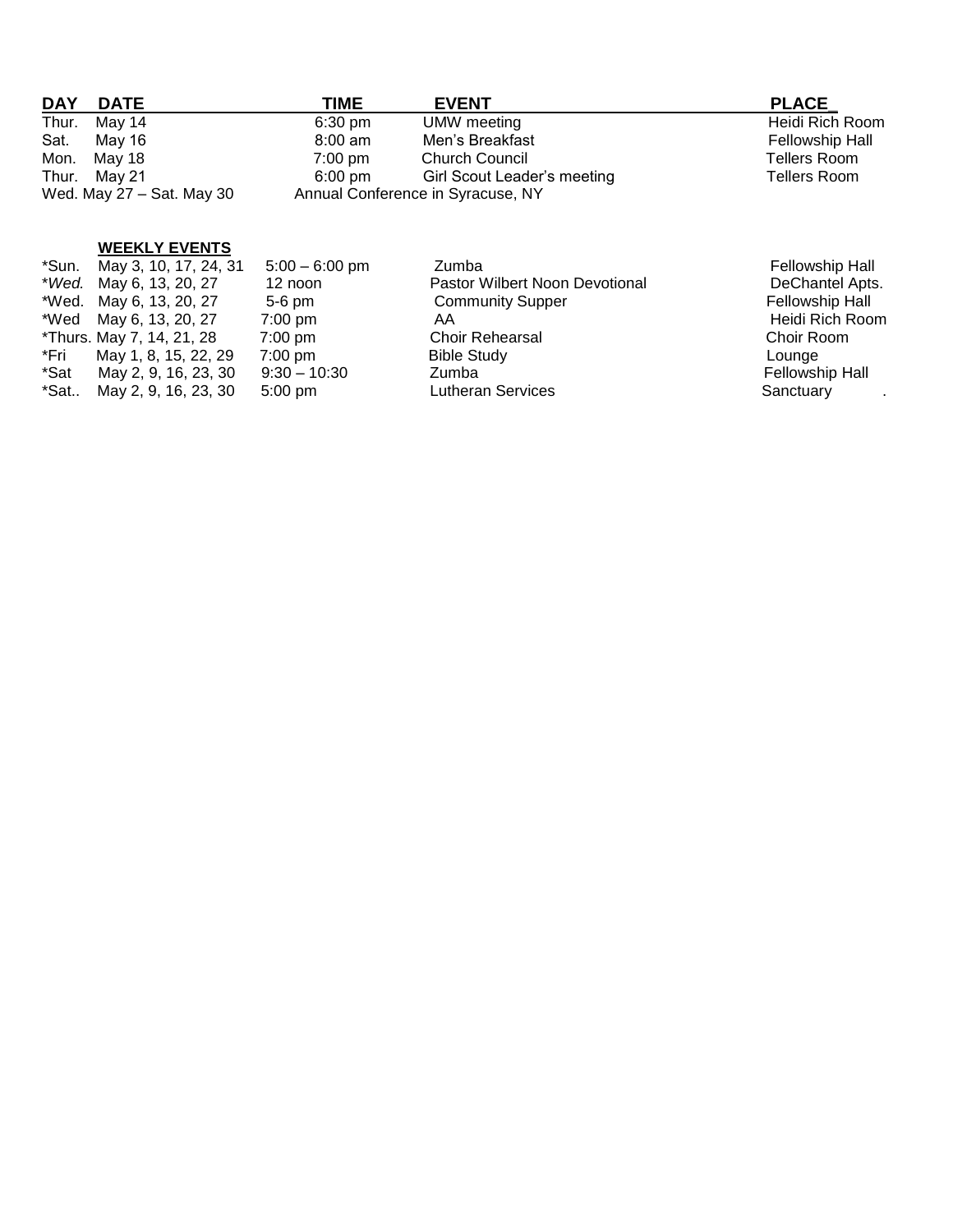| DAY | DATE | TIME | EVENT | PLACE |
| --- | --- | --- | --- | --- |
| Thur. | May 14 | 6:30 pm | UMW meeting | Heidi Rich Room |
| Sat. | May 16 | 8:00 am | Men's Breakfast | Fellowship Hall |
| Mon. | May 18 | 7:00 pm | Church Council | Tellers Room |
| Thur. | May 21 | 6:00 pm | Girl Scout Leader's meeting | Tellers Room |
| Wed. May 27 – Sat. May 30 | | Annual Conference in Syracuse, NY | | |

**WEEKLY EVENTS**

| | | | | |
| --- | --- | --- | --- | --- |
| *Sun. | May 3, 10, 17, 24, 31 | 5:00 – 6:00 pm | Zumba | Fellowship Hall |
| **Wed.* | May 6, 13, 20, 27 | 12 noon | Pastor Wilbert Noon Devotional | DeChantel Apts. |
| *Wed. | May 6, 13, 20, 27 | 5-6 pm | Community Supper | Fellowship Hall |
| *Wed | May 6, 13, 20, 27 | 7:00 pm | AA | Heidi Rich Room |
| *Thurs. | May 7, 14, 21, 28 | 7:00 pm | Choir Rehearsal | Choir Room |
| *Fri | May 1, 8, 15, 22, 29 | 7:00 pm | Bible Study | Lounge |
| *Sat | May 2, 9, 16, 23, 30 | 9:30 – 10:30 | Zumba | Fellowship Hall |
| *Sat.. | May 2, 9, 16, 23, 30 | 5:00 pm | Lutheran Services | Sanctuary . |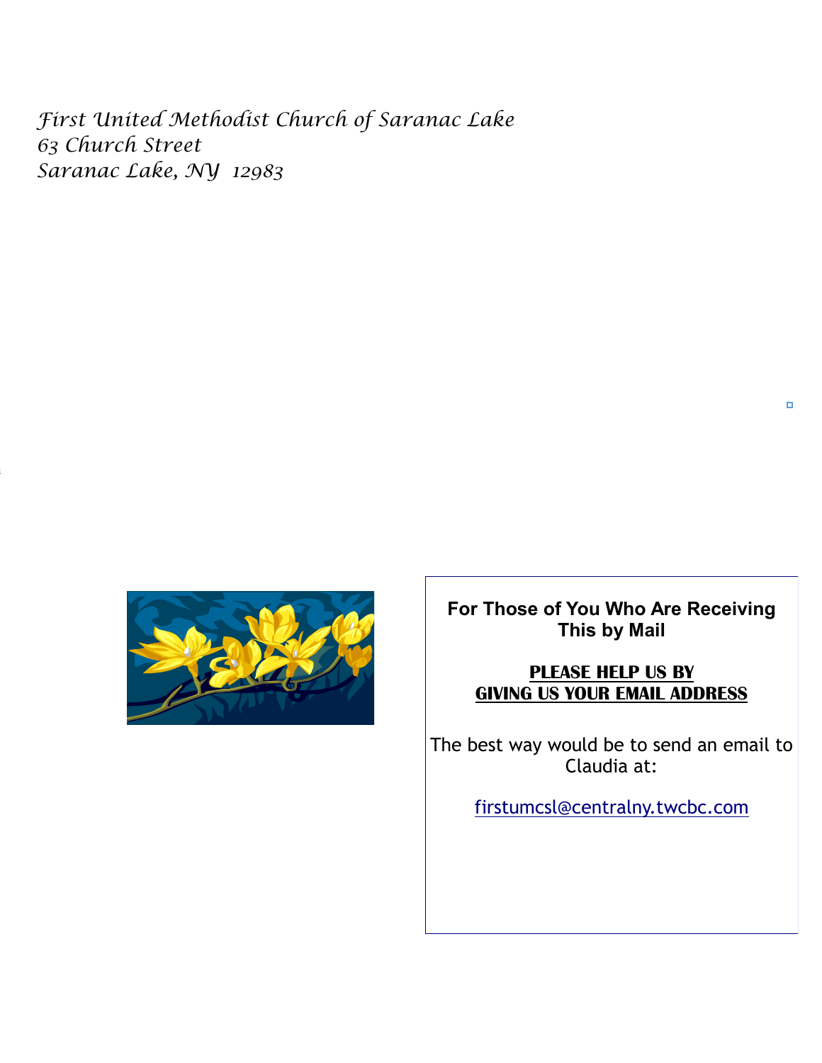*First United Methodist Church of Saranac Lake*
*63 Church Street*
*Saranac Lake, NY 12983*

**For Those of You Who Are Receiving This by Mail**

**PLEASE HELP US BY GIVING US YOUR EMAIL ADDRESS**

The best way would be to send an email to Claudia at:

firstumcsl@centralny.twcbc.com